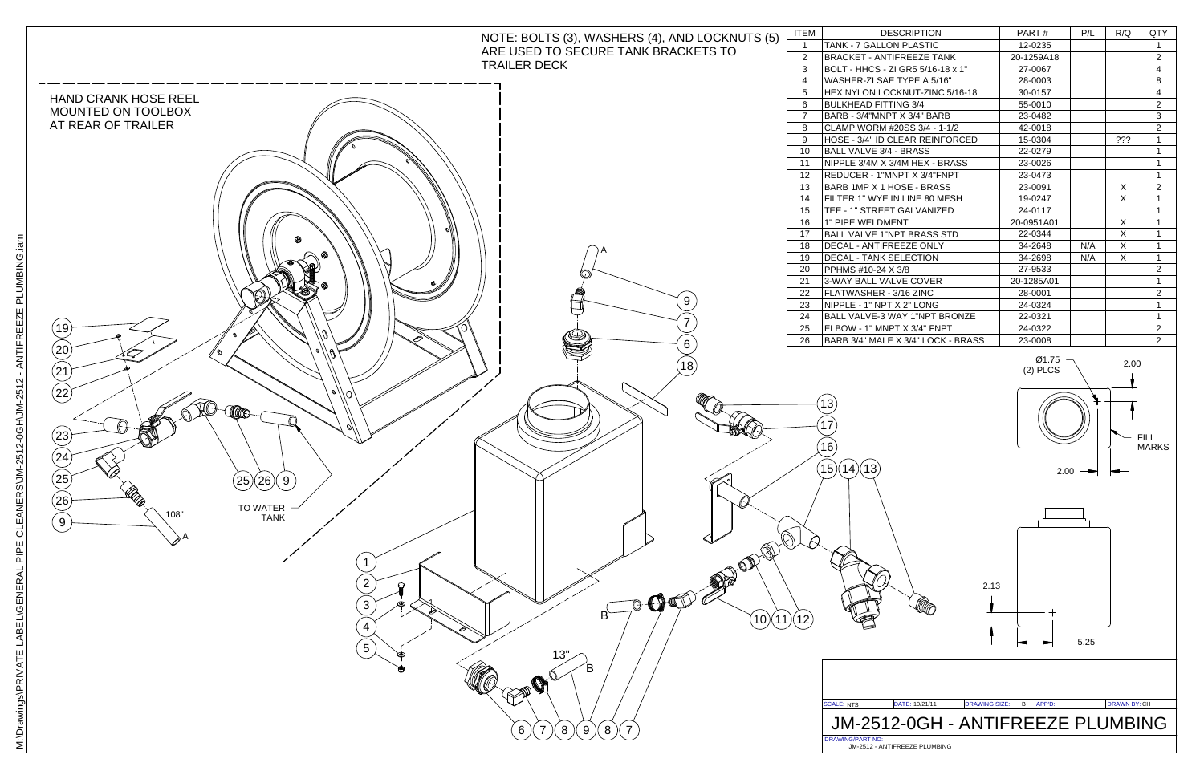NOTE: BOLTS (3), WASHERS (4), AND LOCKNUTS (5) ARE USED TO SECURE TANK BRACKETS TO TRAILER DECK

| ITEM | DESCRIPTION | PART # | P/L | R/Q | QTY |
|---|---|---|---|---|---|
| 1 | TANK - 7 GALLON PLASTIC | 12-0235 | | | 1 |
| 2 | BRACKET - ANTIFREEZE TANK | 20-1259A18 | | | 2 |
| 3 | BOLT - HHCS - ZI GR5 5/16-18 x 1" | 27-0067 | | | 4 |
| 4 | WASHER-ZI SAE TYPE A 5/16" | 28-0003 | | | 8 |
| 5 | HEX NYLON LOCKNUT-ZINC 5/16-18 | 30-0157 | | | 4 |
| 6 | BULKHEAD FITTING 3/4 | 55-0010 | | | 2 |
| 7 | BARB - 3/4"MNPT X 3/4" BARB | 23-0482 | | | 3 |
| 8 | CLAMP WORM #20SS 3/4 - 1-1/2 | 42-0018 | | | 2 |
| 9 | HOSE - 3/4" ID CLEAR REINFORCED | 15-0304 | | ??? | 1 |
| 10 | BALL VALVE 3/4 - BRASS | 22-0279 | | | 1 |
| 11 | NIPPLE 3/4M X 3/4M HEX - BRASS | 23-0026 | | | 1 |
| 12 | REDUCER - 1"MNPT X 3/4"FNPT | 23-0473 | | | 1 |
| 13 | BARB 1MP X 1 HOSE - BRASS | 23-0091 | | X | 2 |
| 14 | FILTER 1" WYE IN LINE 80 MESH | 19-0247 | | X | 1 |
| 15 | TEE - 1" STREET GALVANIZED | 24-0117 | | | 1 |
| 16 | 1" PIPE WELDMENT | 20-0951A01 | | X | 1 |
| 17 | BALL VALVE 1"NPT BRASS STD | 22-0344 | | X | 1 |
| 18 | DECAL - ANTIFREEZE ONLY | 34-2648 | N/A | X | 1 |
| 19 | DECAL - TANK SELECTION | 34-2698 | N/A | X | 1 |
| 20 | PPHMS #10-24 X 3/8 | 27-9533 | | | 2 |
| 21 | 3-WAY BALL VALVE COVER | 20-1285A01 | | | 1 |
| 22 | FLATWASHER - 3/16 ZINC | 28-0001 | | | 2 |
| 23 | NIPPLE - 1" NPT X 2" LONG | 24-0324 | | | 1 |
| 24 | BALL VALVE-3 WAY 1"NPT BRONZE | 22-0321 | | | 1 |
| 25 | ELBOW - 1" MNPT X 3/4" FNPT | 24-0322 | | | 2 |
| 26 | BARB 3/4" MALE X 3/4" LOCK - BRASS | 23-0008 | | | 2 |

HAND CRANK HOSE REEL MOUNTED ON TOOLBOX AT REAR OF TRAILER

TO WATER TANK

108"

13"

Ø1.75 (2) PLCS

2.00

FILL MARKS

2.00

2.13

5.25

SCALE: NTS | DATE: 10/21/11 | DRAWING SIZE: B | APP'D: | DRAWN BY: CH

# JM-2512-0GH - ANTIFREEZE PLUMBING

DRAWING/PART NO: JM-2512 - ANTIFREEZE PLUMBING

M:\Drawings\PRIVATE LABEL\GENERAL PIPE CLEANERS\JM-2512-0GH\JM-2512 - ANTIFREEZE PLUMBING.iam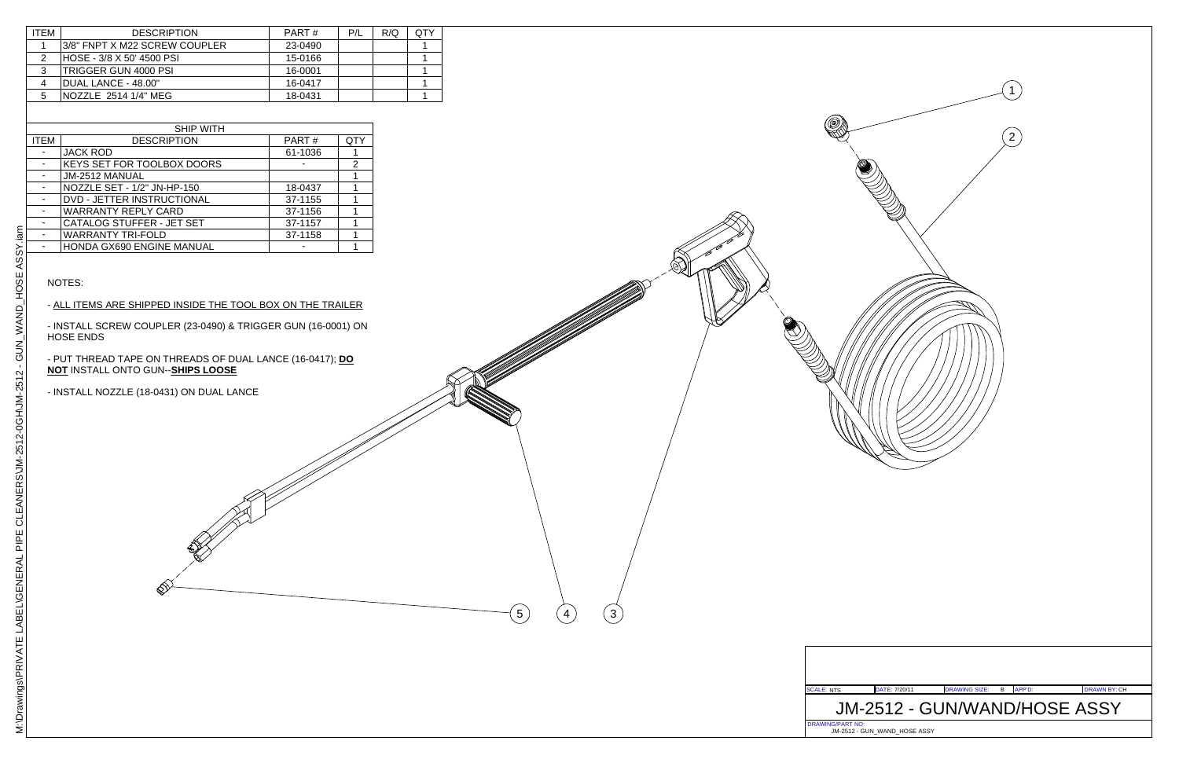| ITEM | DESCRIPTION | PART # | P/L | R/Q | QTY |
| --- | --- | --- | --- | --- | --- |
| 1 | 3/8" FNPT X M22 SCREW COUPLER | 23-0490 | | | 1 |
| 2 | HOSE - 3/8 X 50' 4500 PSI | 15-0166 | | | 1 |
| 3 | TRIGGER GUN 4000 PSI | 16-0001 | | | 1 |
| 4 | DUAL LANCE - 48.00" | 16-0417 | | | 1 |
| 5 | NOZZLE 2514 1/4" MEG | 18-0431 | | | 1 |

| SHIP WITH | | | |
| --- | --- | --- | --- |
| ITEM | DESCRIPTION | PART # | QTY |
| - | JACK ROD | 61-1036 | 1 |
| - | KEYS SET FOR TOOLBOX DOORS | - | 2 |
| - | JM-2512 MANUAL | | 1 |
| - | NOZZLE SET - 1/2" JN-HP-150 | 18-0437 | 1 |
| - | DVD - JETTER INSTRUCTIONAL | 37-1155 | 1 |
| - | WARRANTY REPLY CARD | 37-1156 | 1 |
| - | CATALOG STUFFER - JET SET | 37-1157 | 1 |
| - | WARRANTY TRI-FOLD | 37-1158 | 1 |
| - | HONDA GX690 ENGINE MANUAL | - | 1 |

NOTES:

- ALL ITEMS ARE SHIPPED INSIDE THE TOOL BOX ON THE TRAILER

- INSTALL SCREW COUPLER (23-0490) & TRIGGER GUN (16-0001) ON HOSE ENDS

- PUT THREAD TAPE ON THREADS OF DUAL LANCE (16-0417); **DO NOT** INSTALL ONTO GUN--**SHIPS LOOSE**

- INSTALL NOZZLE (18-0431) ON DUAL LANCE

1 2 3 4 5

M:\Drawings\PRIVATE LABEL\GENERAL PIPE CLEANERS\JM-2512-0GH\JM-2512 - GUN_WAND_HOSE ASSY.iam

| SCALE: NTS | DATE: 7/20/11 | DRAWING SIZE: B | APP'D: | DRAWN BY: CH |
| --- | --- | --- | --- | --- |

# JM-2512 - GUN/WAND/HOSE ASSY

DRAWING/PART NO: JM-2512 - GUN_WAND_HOSE ASSY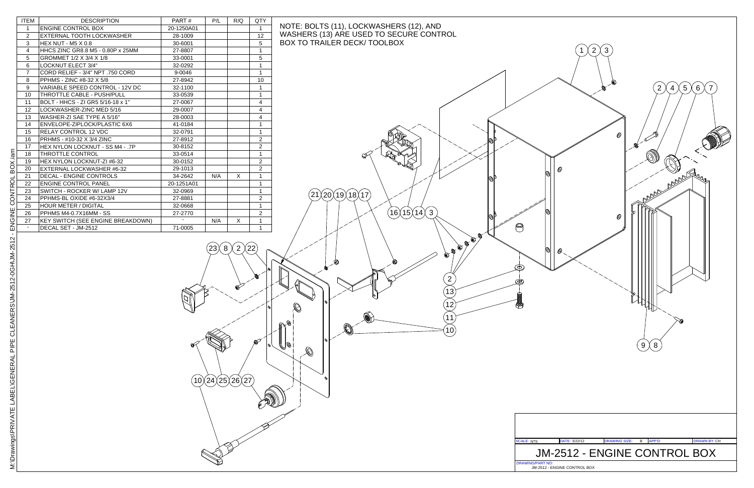| ITEM | DESCRIPTION | PART # | P/L | R/Q | QTY |
|---|---|---|---|---|---|
| 1 | ENGINE CONTROL BOX | 20-1250A01 | | | 1 |
| 2 | EXTERNAL TOOTH LOCKWASHER | 28-1009 | | | 12 |
| 3 | HEX NUT - M5 X 0.8 | 30-6001 | | | 5 |
| 4 | HHCS ZINC GR8.8 M5 - 0.80P x 25MM | 27-8807 | | | 1 |
| 5 | GROMMET 1/2 X 3/4 X 1/8 | 33-0001 | | | 5 |
| 6 | LOCKNUT ELECT 3/4" | 32-0292 | | | 1 |
| 7 | CORD RELIEF - 3/4" NPT .750 CORD | 9-0046 | | | 1 |
| 8 | PPHMS - ZINC #8-32 X 5/8 | 27-8942 | | | 10 |
| 9 | VARIABLE SPEED CONTROL - 12V DC | 32-1100 | | | 1 |
| 10 | THROTTLE CABLE - PUSH/PULL | 33-0539 | | | 1 |
| 11 | BOLT - HHCS - ZI GR5 5/16-18 x 1" | 27-0067 | | | 4 |
| 12 | LOCKWASHER-ZINC MED 5/16 | 29-0007 | | | 4 |
| 13 | WASHER-ZI SAE TYPE A 5/16" | 28-0003 | | | 4 |
| 14 | ENVELOPE-ZIPLOCK/PLASTIC 6X6 | 41-0184 | | | 1 |
| 15 | RELAY CONTROL 12 VDC | 32-0791 | | | 1 |
| 16 | PRHMS - #10-32 X 3/4 ZINC | 27-8912 | | | 2 |
| 17 | HEX NYLON LOCKNUT - SS M4 - .7P | 30-8152 | | | 2 |
| 18 | THROTTLE CONTROL | 33-0514 | | | 1 |
| 19 | HEX NYLON LOCKNUT-ZI #6-32 | 30-0152 | | | 2 |
| 20 | EXTERNAL LOCKWASHER #6-32 | 29-1013 | | | 2 |
| 21 | DECAL - ENGINE CONTROLS | 34-2642 | N/A | X | 1 |
| 22 | ENGINE CONTROL PANEL | 20-1251A01 | | | 1 |
| 23 | SWITCH - ROCKER W/ LAMP 12V | 32-0969 | | | 1 |
| 24 | PPHMS-BL OXIDE #6-32X3/4 | 27-8881 | | | 2 |
| 25 | HOUR METER / DIGITAL | 32-0668 | | | 1 |
| 26 | PPHMS M4-0.7X16MM - SS | 27-2770 | | | 2 |
| 27 | KEY SWITCH (SEE ENGINE BREAKDOWN) | - | N/A | X | 1 |
| - | DECAL SET - JM-2512 | 71-0005 | | | 1 |

NOTE: BOLTS (11), LOCKWASHERS (12), AND WASHERS (13) ARE USED TO SECURE CONTROL BOX TO TRAILER DECK/ TOOLBOX

M:\Drawings\PRIVATE LABEL\GENERAL PIPE CLEANERS\JM-2512-0GH\JM-2512 - ENGINE CONTROL BOX.iam

| SCALE: NTS | DATE: 3/22/12 | DRAWING SIZE: B | APP'D: | DRAWN BY: CH |
|---|---|---|---|---|

# JM-2512 - ENGINE CONTROL BOX

DRAWING/PART NO: JM-2512 - ENGINE CONTROL BOX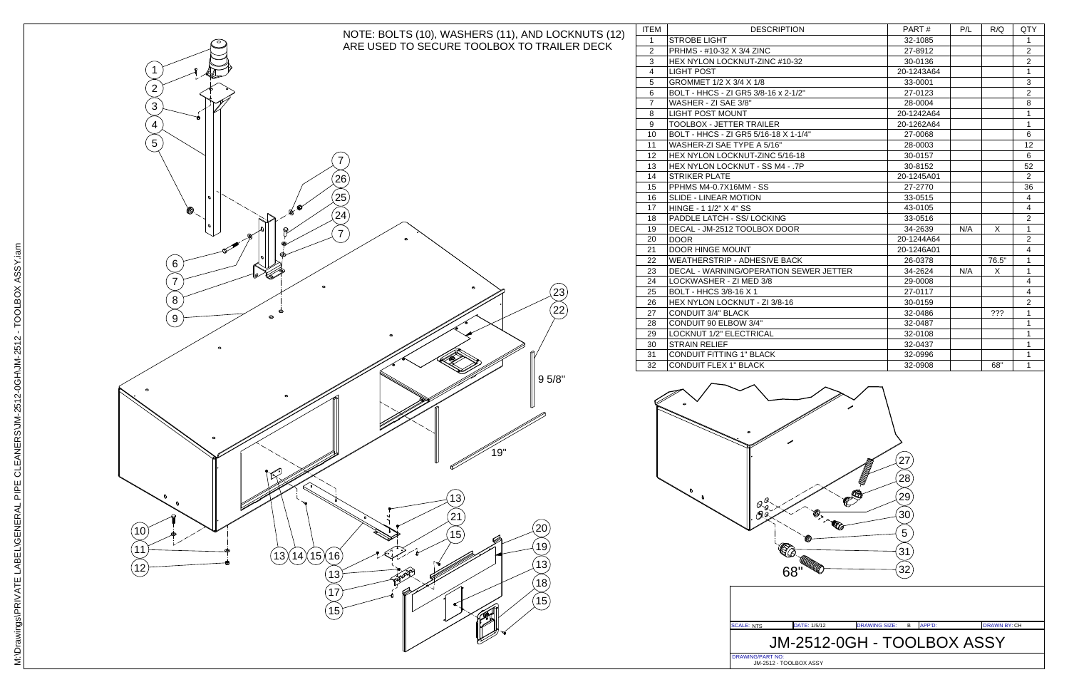NOTE: BOLTS (10), WASHERS (11), AND LOCKNUTS (12) ARE USED TO SECURE TOOLBOX TO TRAILER DECK

| ITEM | DESCRIPTION | PART # | P/L | R/Q | QTY |
|---|---|---|---|---|---|
| 1 | STROBE LIGHT | 32-1085 | | | 1 |
| 2 | PRHMS - #10-32 X 3/4 ZINC | 27-8912 | | | 2 |
| 3 | HEX NYLON LOCKNUT-ZINC #10-32 | 30-0136 | | | 2 |
| 4 | LIGHT POST | 20-1243A64 | | | 1 |
| 5 | GROMMET 1/2 X 3/4 X 1/8 | 33-0001 | | | 3 |
| 6 | BOLT - HHCS - ZI GR5 3/8-16 x 2-1/2" | 27-0123 | | | 2 |
| 7 | WASHER - ZI SAE 3/8" | 28-0004 | | | 8 |
| 8 | LIGHT POST MOUNT | 20-1242A64 | | | 1 |
| 9 | TOOLBOX - JETTER TRAILER | 20-1262A64 | | | 1 |
| 10 | BOLT - HHCS - ZI GR5 5/16-18 X 1-1/4" | 27-0068 | | | 6 |
| 11 | WASHER-ZI SAE TYPE A 5/16" | 28-0003 | | | 12 |
| 12 | HEX NYLON LOCKNUT-ZINC 5/16-18 | 30-0157 | | | 6 |
| 13 | HEX NYLON LOCKNUT - SS M4 - .7P | 30-8152 | | | 52 |
| 14 | STRIKER PLATE | 20-1245A01 | | | 2 |
| 15 | PPHMS M4-0.7X16MM - SS | 27-2770 | | | 36 |
| 16 | SLIDE - LINEAR MOTION | 33-0515 | | | 4 |
| 17 | HINGE - 1 1/2" X 4" SS | 43-0105 | | | 4 |
| 18 | PADDLE LATCH - SS/ LOCKING | 33-0516 | | | 2 |
| 19 | DECAL - JM-2512 TOOLBOX DOOR | 34-2639 | N/A | X | 1 |
| 20 | DOOR | 20-1244A64 | | | 2 |
| 21 | DOOR HINGE MOUNT | 20-1246A01 | | | 4 |
| 22 | WEATHERSTRIP - ADHESIVE BACK | 26-0378 | | 76.5" | 1 |
| 23 | DECAL - WARNING/OPERATION SEWER JETTER | 34-2624 | N/A | X | 1 |
| 24 | LOCKWASHER - ZI MED 3/8 | 29-0008 | | | 4 |
| 25 | BOLT - HHCS 3/8-16 X 1 | 27-0117 | | | 4 |
| 26 | HEX NYLON LOCKNUT - ZI 3/8-16 | 30-0159 | | | 2 |
| 27 | CONDUIT 3/4" BLACK | 32-0486 | | ??? | 1 |
| 28 | CONDUIT 90 ELBOW 3/4" | 32-0487 | | | 1 |
| 29 | LOCKNUT 1/2" ELECTRICAL | 32-0108 | | | 1 |
| 30 | STRAIN RELIEF | 32-0437 | | | 1 |
| 31 | CONDUIT FITTING 1" BLACK | 32-0996 | | | 1 |
| 32 | CONDUIT FLEX 1" BLACK | 32-0908 | | 68" | 1 |

9 5/8"

19"

68"

SCALE: NTS DATE: 1/5/12 DRAWING SIZE: B APP'D: DRAWN BY: CH

# JM-2512-0GH - TOOLBOX ASSY

DRAWING/PART NO: JM-2512 - TOOLBOX ASSY

M:\Drawings\PRIVATE LABEL\GENERAL PIPE CLEANERS\JM-2512-0GH\JM-2512 - TOOLBOX ASSY.iam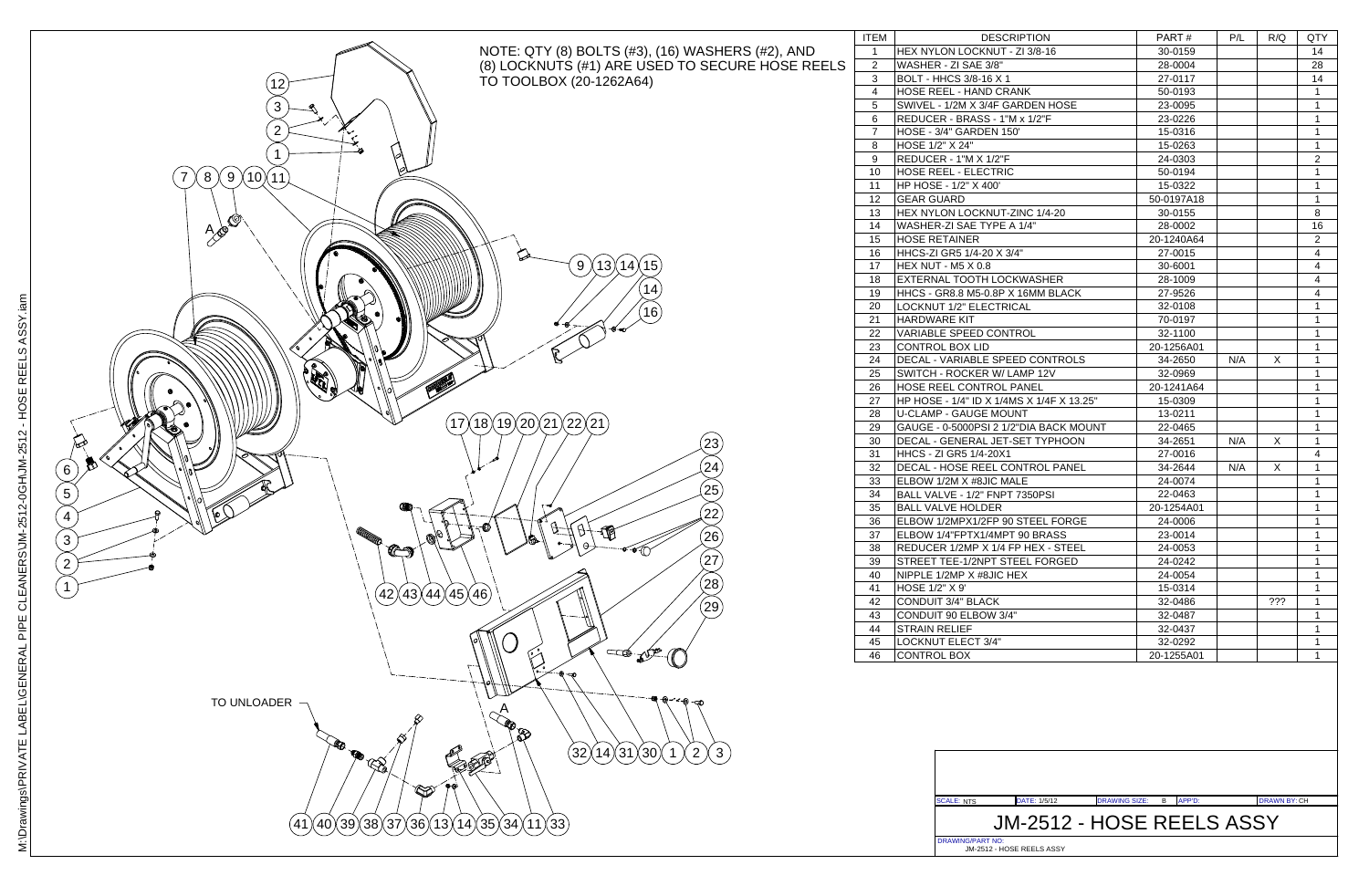NOTE: QTY (8) BOLTS (#3), (16) WASHERS (#2), AND (8) LOCKNUTS (#1) ARE USED TO SECURE HOSE REELS TO TOOLBOX (20-1262A64)

TO UNLOADER

| ITEM | DESCRIPTION | PART # | P/L | R/Q | QTY |
|---|---|---|---|---|---|
| 1 | HEX NYLON LOCKNUT - ZI 3/8-16 | 30-0159 | | | 14 |
| 2 | WASHER - ZI SAE 3/8" | 28-0004 | | | 28 |
| 3 | BOLT - HHCS 3/8-16 X 1 | 27-0117 | | | 14 |
| 4 | HOSE REEL - HAND CRANK | 50-0193 | | | 1 |
| 5 | SWIVEL - 1/2M X 3/4F GARDEN HOSE | 23-0095 | | | 1 |
| 6 | REDUCER - BRASS - 1"M x 1/2"F | 23-0226 | | | 1 |
| 7 | HOSE - 3/4" GARDEN 150' | 15-0316 | | | 1 |
| 8 | HOSE 1/2" X 24" | 15-0263 | | | 1 |
| 9 | REDUCER - 1"M X 1/2"F | 24-0303 | | | 2 |
| 10 | HOSE REEL - ELECTRIC | 50-0194 | | | 1 |
| 11 | HP HOSE - 1/2" X 400' | 15-0322 | | | 1 |
| 12 | GEAR GUARD | 50-0197A18 | | | 1 |
| 13 | HEX NYLON LOCKNUT-ZINC 1/4-20 | 30-0155 | | | 8 |
| 14 | WASHER-ZI SAE TYPE A 1/4" | 28-0002 | | | 16 |
| 15 | HOSE RETAINER | 20-1240A64 | | | 2 |
| 16 | HHCS-ZI GR5 1/4-20 X 3/4" | 27-0015 | | | 4 |
| 17 | HEX NUT - M5 X 0.8 | 30-6001 | | | 4 |
| 18 | EXTERNAL TOOTH LOCKWASHER | 28-1009 | | | 4 |
| 19 | HHCS - GR8.8 M5-0.8P X 16MM BLACK | 27-9526 | | | 4 |
| 20 | LOCKNUT 1/2" ELECTRICAL | 32-0108 | | | 1 |
| 21 | HARDWARE KIT | 70-0197 | | | 1 |
| 22 | VARIABLE SPEED CONTROL | 32-1100 | | | 1 |
| 23 | CONTROL BOX LID | 20-1256A01 | | | 1 |
| 24 | DECAL - VARIABLE SPEED CONTROLS | 34-2650 | N/A | X | 1 |
| 25 | SWITCH - ROCKER W/ LAMP 12V | 32-0969 | | | 1 |
| 26 | HOSE REEL CONTROL PANEL | 20-1241A64 | | | 1 |
| 27 | HP HOSE - 1/4" ID X 1/4MS X 1/4F X 13.25" | 15-0309 | | | 1 |
| 28 | U-CLAMP - GAUGE MOUNT | 13-0211 | | | 1 |
| 29 | GAUGE - 0-5000PSI 2 1/2"DIA BACK MOUNT | 22-0465 | | | 1 |
| 30 | DECAL - GENERAL JET-SET TYPHOON | 34-2651 | N/A | X | 1 |
| 31 | HHCS - ZI GR5 1/4-20X1 | 27-0016 | | | 4 |
| 32 | DECAL - HOSE REEL CONTROL PANEL | 34-2644 | N/A | X | 1 |
| 33 | ELBOW 1/2M X #8JIC MALE | 24-0074 | | | 1 |
| 34 | BALL VALVE - 1/2" FNPT 7350PSI | 22-0463 | | | 1 |
| 35 | BALL VALVE HOLDER | 20-1254A01 | | | 1 |
| 36 | ELBOW 1/2MPX1/2FP 90 STEEL FORGE | 24-0006 | | | 1 |
| 37 | ELBOW 1/4"FPTX1/4MPT 90 BRASS | 23-0014 | | | 1 |
| 38 | REDUCER 1/2MP X 1/4 FP HEX - STEEL | 24-0053 | | | 1 |
| 39 | STREET TEE-1/2NPT STEEL FORGED | 24-0242 | | | 1 |
| 40 | NIPPLE 1/2MP X #8JIC HEX | 24-0054 | | | 1 |
| 41 | HOSE 1/2" X 9' | 15-0314 | | | 1 |
| 42 | CONDUIT 3/4" BLACK | 32-0486 | | ??? | 1 |
| 43 | CONDUIT 90 ELBOW 3/4" | 32-0487 | | | 1 |
| 44 | STRAIN RELIEF | 32-0437 | | | 1 |
| 45 | LOCKNUT ELECT 3/4" | 32-0292 | | | 1 |
| 46 | CONTROL BOX | 20-1255A01 | | | 1 |

SCALE: NTS | DATE: 1/5/12 | DRAWING SIZE: B | APP'D: | DRAWN BY: CH

# JM-2512 - HOSE REELS ASSY

DRAWING/PART NO: JM-2512 - HOSE REELS ASSY

M:\Drawings\PRIVATE LABEL\GENERAL PIPE CLEANERS\JM-2512-0GH\JM-2512 - HOSE REELS ASSY.iam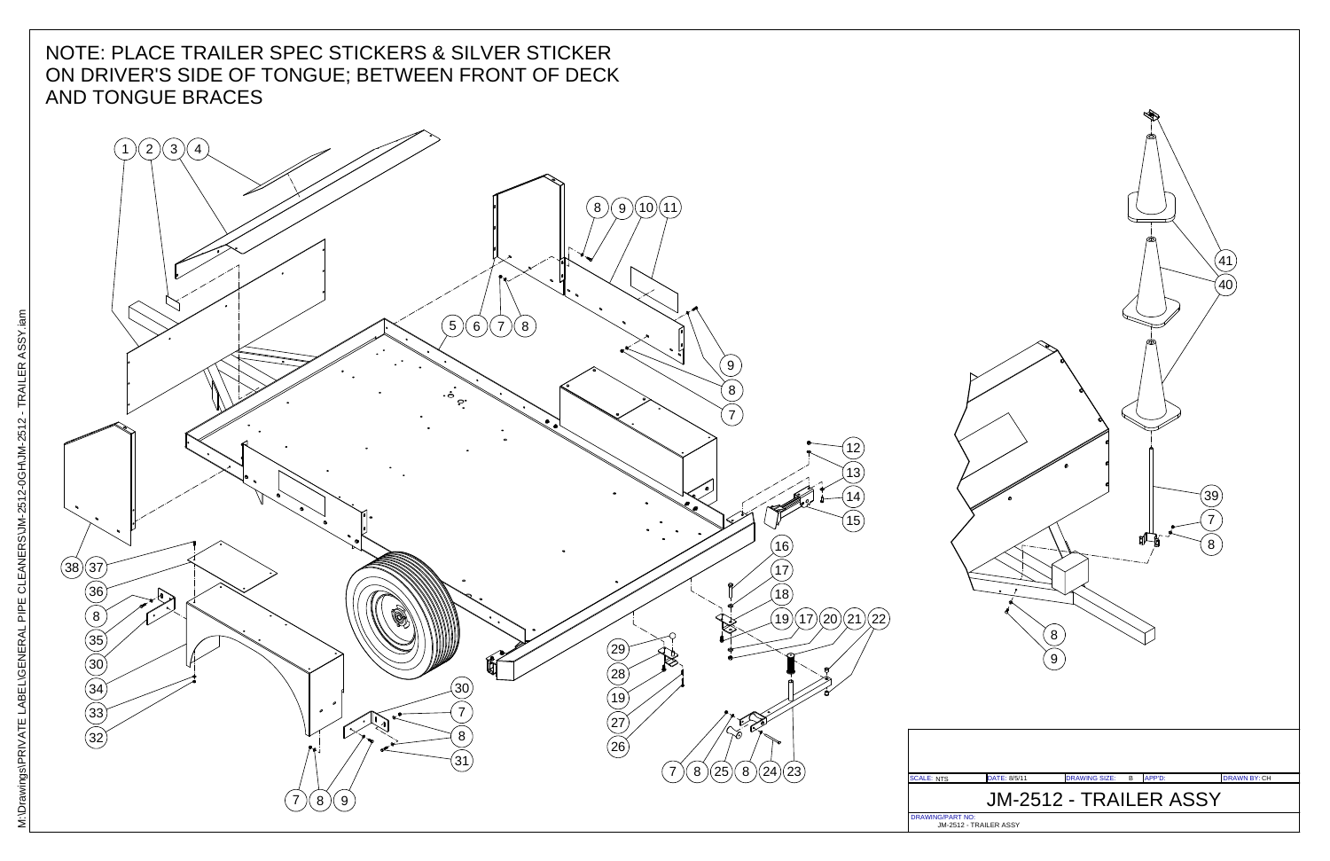NOTE: PLACE TRAILER SPEC STICKERS & SILVER STICKER ON DRIVER'S SIDE OF TONGUE; BETWEEN FRONT OF DECK AND TONGUE BRACES

1 2 3 4

8 9 10 11

5 6 7 8

9 8 7

12 13 14 15

16 17 18

19 17 20 21 22

29 28 19 27 26

7 8 25 8 24 23

38 37 36 8 35 30 34 33 32

30 7 8 31

7 8 9

41 40 39 7 8

8 9

M:\Drawings\PRIVATE LABEL\GENERAL PIPE CLEANERS\JM-2512-0GH\JM-2512 - TRAILER ASSY.iam

| SCALE: NTS | DATE: 8/5/11 | DRAWING SIZE: B | APP'D: | DRAWN BY: CH |
|---|---|---|---|---|

# JM-2512 - TRAILER ASSY

DRAWING/PART NO: JM-2512 - TRAILER ASSY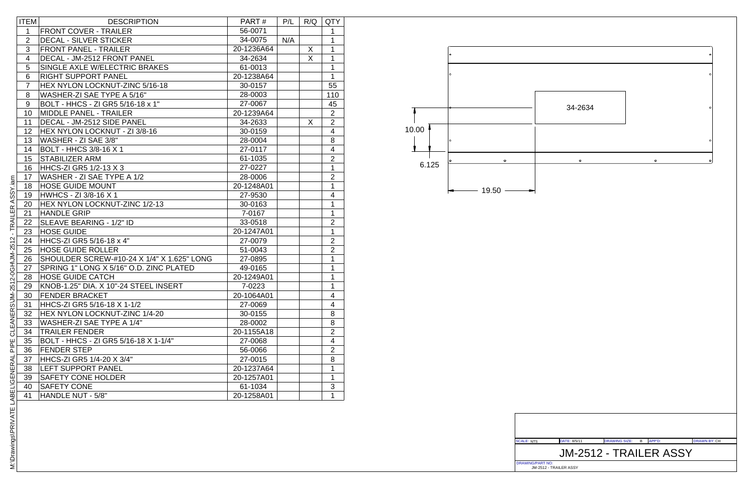| ITEM | DESCRIPTION | PART # | P/L | R/Q | QTY |
|---|---|---|---|---|---|
| 1 | FRONT COVER - TRAILER | 56-0071 | | | 1 |
| 2 | DECAL - SILVER STICKER | 34-0075 | N/A | | 1 |
| 3 | FRONT PANEL - TRAILER | 20-1236A64 | | X | 1 |
| 4 | DECAL - JM-2512 FRONT PANEL | 34-2634 | | X | 1 |
| 5 | SINGLE AXLE W/ELECTRIC BRAKES | 61-0013 | | | 1 |
| 6 | RIGHT SUPPORT PANEL | 20-1238A64 | | | 1 |
| 7 | HEX NYLON LOCKNUT-ZINC 5/16-18 | 30-0157 | | | 55 |
| 8 | WASHER-ZI SAE TYPE A 5/16" | 28-0003 | | | 110 |
| 9 | BOLT - HHCS - ZI GR5 5/16-18 x 1" | 27-0067 | | | 45 |
| 10 | MIDDLE PANEL - TRAILER | 20-1239A64 | | | 2 |
| 11 | DECAL - JM-2512 SIDE PANEL | 34-2633 | | X | 2 |
| 12 | HEX NYLON LOCKNUT - ZI 3/8-16 | 30-0159 | | | 4 |
| 13 | WASHER - ZI SAE 3/8" | 28-0004 | | | 8 |
| 14 | BOLT - HHCS 3/8-16 X 1 | 27-0117 | | | 4 |
| 15 | STABILIZER ARM | 61-1035 | | | 2 |
| 16 | HHCS-ZI GR5 1/2-13 X 3 | 27-0227 | | | 1 |
| 17 | WASHER - ZI SAE TYPE A 1/2 | 28-0006 | | | 2 |
| 18 | HOSE GUIDE MOUNT | 20-1248A01 | | | 1 |
| 19 | HWHCS - ZI 3/8-16 X 1 | 27-9530 | | | 4 |
| 20 | HEX NYLON LOCKNUT-ZINC 1/2-13 | 30-0163 | | | 1 |
| 21 | HANDLE GRIP | 7-0167 | | | 1 |
| 22 | SLEAVE BEARING - 1/2" ID | 33-0518 | | | 2 |
| 23 | HOSE GUIDE | 20-1247A01 | | | 1 |
| 24 | HHCS-ZI GR5 5/16-18 x 4" | 27-0079 | | | 2 |
| 25 | HOSE GUIDE ROLLER | 51-0043 | | | 2 |
| 26 | SHOULDER SCREW-#10-24 X 1/4" X 1.625" LONG | 27-0895 | | | 1 |
| 27 | SPRING 1" LONG X 5/16" O.D. ZINC PLATED | 49-0165 | | | 1 |
| 28 | HOSE GUIDE CATCH | 20-1249A01 | | | 1 |
| 29 | KNOB-1.25" DIA. X 10"-24 STEEL INSERT | 7-0223 | | | 1 |
| 30 | FENDER BRACKET | 20-1064A01 | | | 4 |
| 31 | HHCS-ZI GR5 5/16-18 X 1-1/2 | 27-0069 | | | 4 |
| 32 | HEX NYLON LOCKNUT-ZINC 1/4-20 | 30-0155 | | | 8 |
| 33 | WASHER-ZI SAE TYPE A 1/4" | 28-0002 | | | 8 |
| 34 | TRAILER FENDER | 20-1155A18 | | | 2 |
| 35 | BOLT - HHCS - ZI GR5 5/16-18 X 1-1/4" | 27-0068 | | | 4 |
| 36 | FENDER STEP | 56-0066 | | | 2 |
| 37 | HHCS-ZI GR5 1/4-20 X 3/4" | 27-0015 | | | 8 |
| 38 | LEFT SUPPORT PANEL | 20-1237A64 | | | 1 |
| 39 | SAFETY CONE HOLDER | 20-1257A01 | | | 1 |
| 40 | SAFETY CONE | 61-1034 | | | 3 |
| 41 | HANDLE NUT - 5/8" | 20-1258A01 | | | 1 |

34-2634

10.00

6.125

19.50

M:\Drawings\PRIVATE LABEL\GENERAL PIPE CLEANERS\JM-2512-0GH\JM-2512 - TRAILER ASSY.iam

SCALE: NTS | DATE: 8/5/11 | DRAWING SIZE: B | APP'D: | DRAWN BY: CH

# JM-2512 - TRAILER ASSY

DRAWING/PART NO: JM-2512 - TRAILER ASSY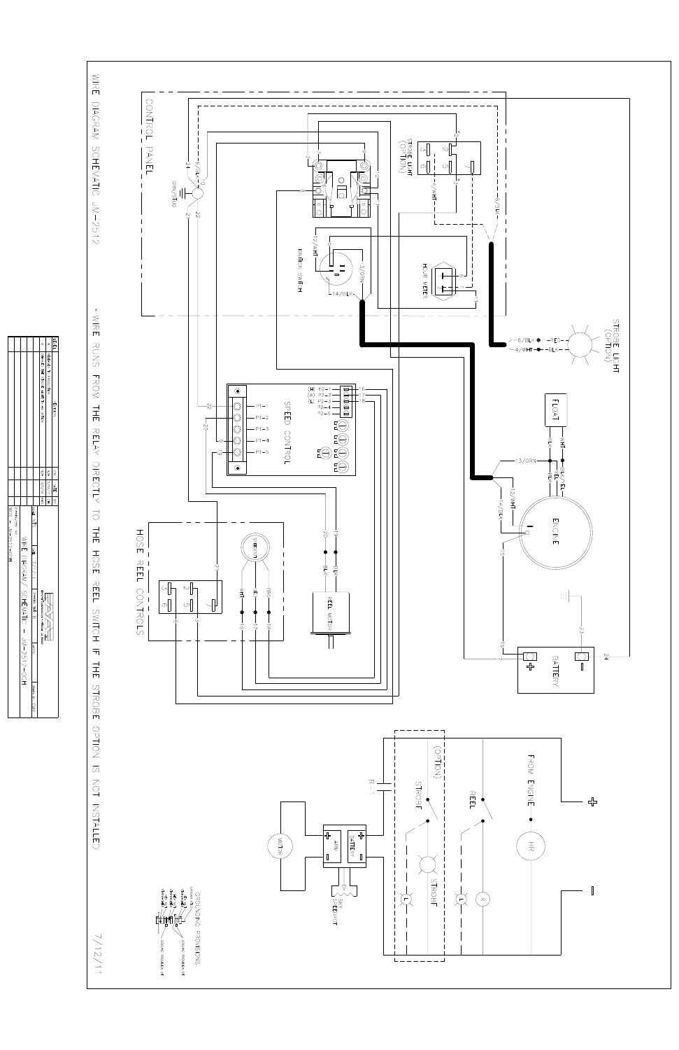# WIRE DIAGRAM SCHEMATIC JM-2512

\* WIRE RUNS FROM THE RELAY DIRECTLY TO THE HOSE REEL SWITCH IF THE STROBE OPTION IS NOT INSTALLED

7/12/11

CONTROL PANEL

STROBE LIGHT (OPTION)

IGNITION SWITCH

HOUR METER

SPEED CONTROL

HOSE REEL CONTROLS

REEL MOTOR

FLOAT

ENGINE

BATTERY

GRN/STUD

FROM ENGINE

HR

REEL

R

STROBE (OPTION)

STROBE

L

R-1

BATTERY

ARM

MOTOR

SPEEDPOT

GROUNDING PROVISIONS

WIRE DIAGRAM / SCHEMATIC – JM-2512-DCH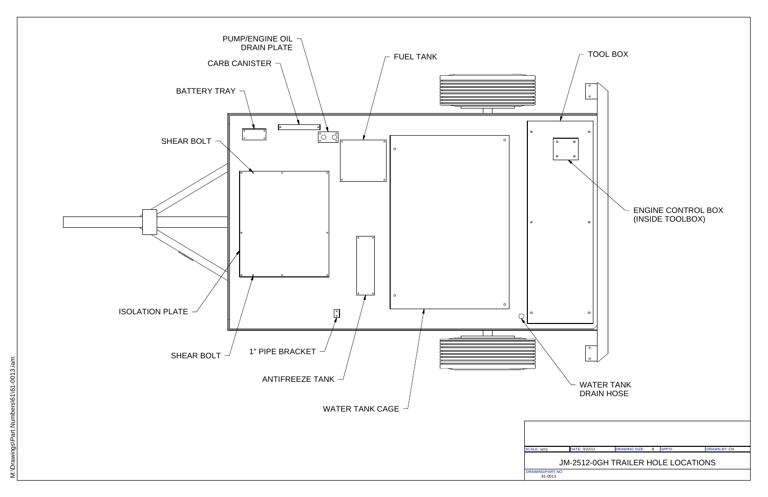PUMP/ENGINE OIL DRAIN PLATE

CARB CANISTER

BATTERY TRAY

SHEAR BOLT

FUEL TANK

TOOL BOX

ENGINE CONTROL BOX (INSIDE TOOLBOX)

ISOLATION PLATE

SHEAR BOLT

1" PIPE BRACKET

ANTIFREEZE TANK

WATER TANK CAGE

WATER TANK DRAIN HOSE

| | | | | |
|---|---|---|---|---|
| SCALE: NTS | DATE: 3/22/12 | DRAWING SIZE: B | APP'D: | DRAWN BY: CH |

JM-2512-0GH TRAILER HOLE LOCATIONS

DRAWING/PART NO: 61-0013

M:\Drawings\Part Numbers\61\61-0013.iam